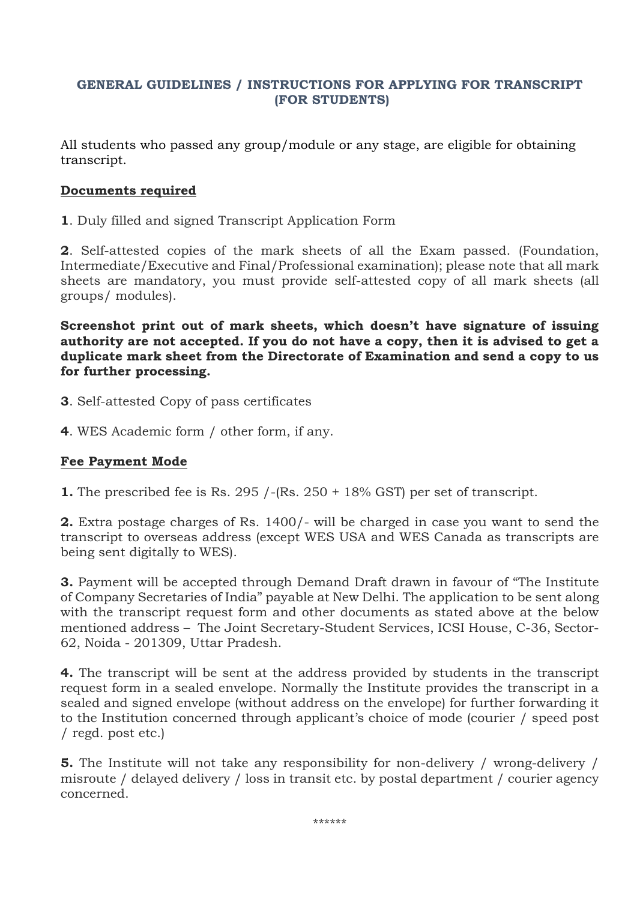# GENERAL GUIDELINES / INSTRUCTIONS FOR APPLYING FOR TRANSCRIPT (FOR STUDENTS)

All students who passed any group/module or any stage, are eligible for obtaining transcript.

## Documents required

**1**. Duly filled and signed Transcript Application Form

**2**. Self-attested copies of the mark sheets of all the Exam passed. (Foundation, Intermediate/Executive and Final/Professional examination); please note that all mark sheets are mandatory, you must provide self-attested copy of all mark sheets (all groups/ modules).

**Screenshot print out of mark sheets, which doesn't have signature of issuing authority are not accepted. If you do not have a copy, then it is advised to get a duplicate mark sheet from the Directorate of Examination and send a copy to us for further processing.**

**3**. Self-attested Copy of pass certificates

**4**. WES Academic form / other form, if any.

## Fee Payment Mode

**1.** The prescribed fee is Rs. 295 /-(Rs. 250 + 18% GST) per set of transcript.

**2.** Extra postage charges of Rs. 1400/- will be charged in case you want to send the transcript to overseas address (except WES USA and WES Canada as transcripts are being sent digitally to WES).

**3.** Payment will be accepted through Demand Draft drawn in favour of "The Institute of Company Secretaries of India" payable at New Delhi. The application to be sent along with the transcript request form and other documents as stated above at the below mentioned address – The Joint Secretary-Student Services, ICSI House, C-36, Sector-62, Noida - 201309, Uttar Pradesh.

**4.** The transcript will be sent at the address provided by students in the transcript request form in a sealed envelope. Normally the Institute provides the transcript in a sealed and signed envelope (without address on the envelope) for further forwarding it to the Institution concerned through applicant's choice of mode (courier / speed post / regd. post etc.)

**5.** The Institute will not take any responsibility for non-delivery / wrong-delivery / misroute / delayed delivery / loss in transit etc. by postal department / courier agency concerned.

******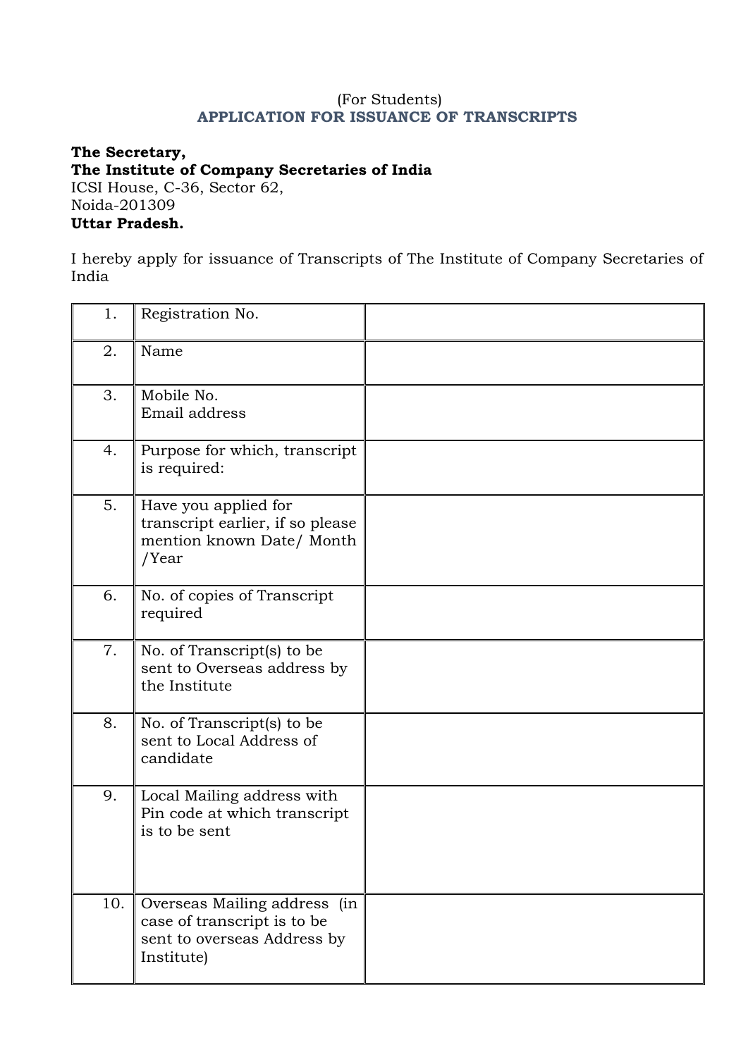(For Students)

## APPLICATION FOR ISSUANCE OF TRANSCRIPTS

**The Secretary,**
**The Institute of Company Secretaries of India**
ICSI House, C-36, Sector 62,
Noida-201309
**Uttar Pradesh.**

I hereby apply for issuance of Transcripts of The Institute of Company Secretaries of India

| | | |
|---|---|---|
| 1. | Registration No. | |
| 2. | Name | |
| 3. | Mobile No.<br>Email address | |
| 4. | Purpose for which, transcript is required: | |
| 5. | Have you applied for transcript earlier, if so please mention known Date/ Month /Year | |
| 6. | No. of copies of Transcript required | |
| 7. | No. of Transcript(s) to be sent to Overseas address by the Institute | |
| 8. | No. of Transcript(s) to be sent to Local Address of candidate | |
| 9. | Local Mailing address with Pin code at which transcript is to be sent | |
| 10. | Overseas Mailing address (in case of transcript is to be sent to overseas Address by Institute) | |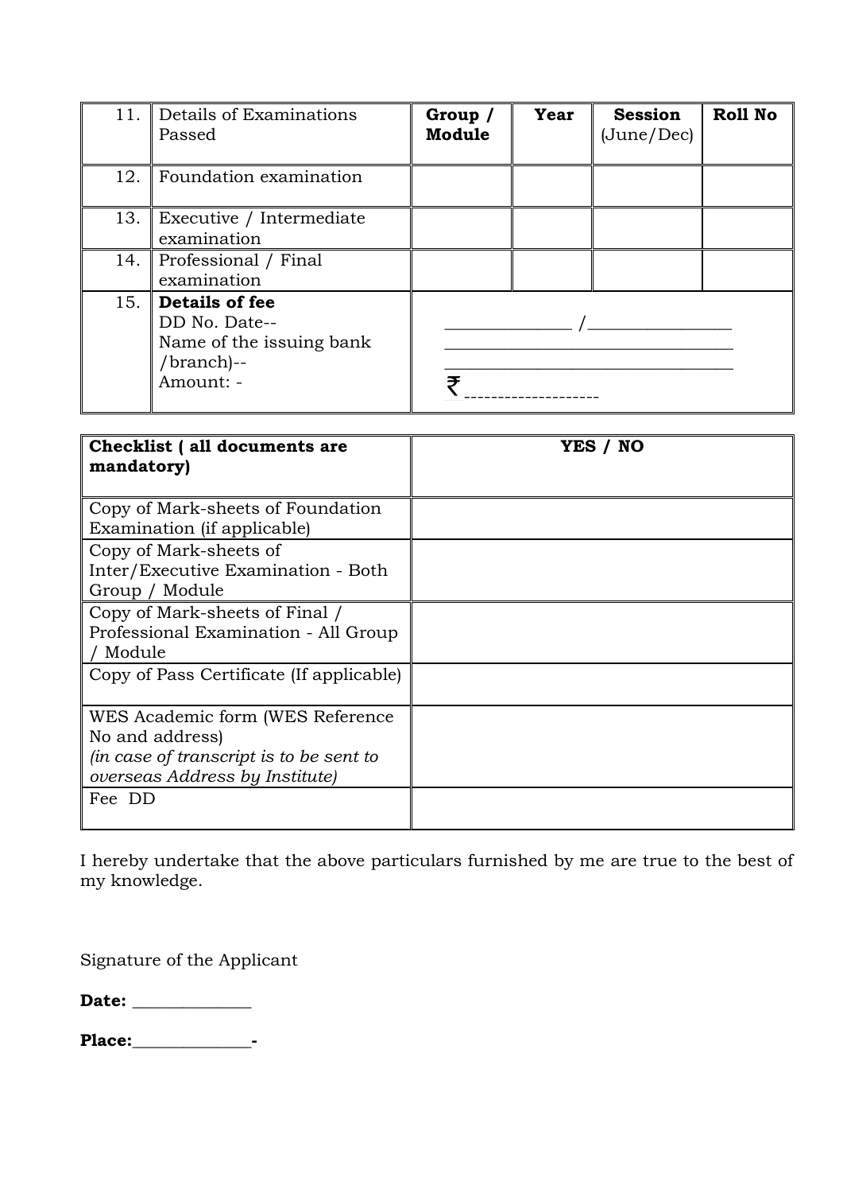| 11. | Details of Examinations Passed | **Group / Module** | **Year** | **Session** (June/Dec) | **Roll No** |
|---|---|---|---|---|---|
| 12. | Foundation examination | | | | |
| 13. | Executive / Intermediate examination | | | | |
| 14. | Professional / Final examination | | | | |
| 15. | **Details of fee**<br>DD No. Date--<br>Name of the issuing bank /branch)--<br>Amount: - | _____________ /_______________<br>______________________________<br>______________________________<br>₹ -------------------- | | | |

| **Checklist ( all documents are mandatory)** | **YES / NO** |
|---|---|
| Copy of Mark-sheets of Foundation Examination (if applicable) | |
| Copy of Mark-sheets of Inter/Executive Examination - Both Group / Module | |
| Copy of Mark-sheets of Final / Professional Examination - All Group / Module | |
| Copy of Pass Certificate (If applicable) | |
| WES Academic form (WES Reference No and address)<br>*(in case of transcript is to be sent to overseas Address by Institute)* | |
| Fee DD | |

I hereby undertake that the above particulars furnished by me are true to the best of my knowledge.

Signature of the Applicant

**Date:** _____________

**Place:**_____________-